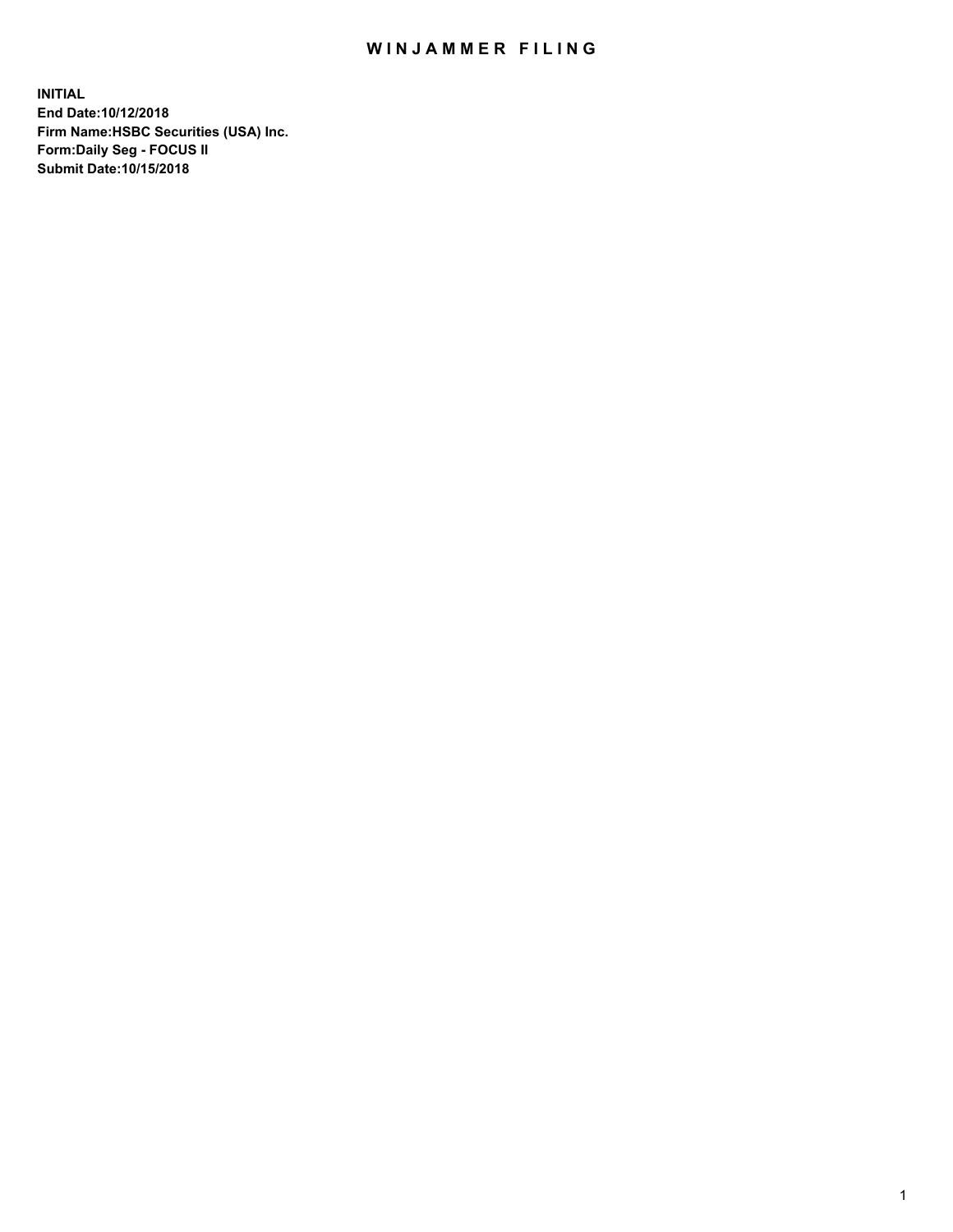# WINJAMMER FILING

**INITIAL**
**End Date:10/12/2018**
**Firm Name:HSBC Securities (USA) Inc.**
**Form:Daily Seg - FOCUS II**
**Submit Date:10/15/2018**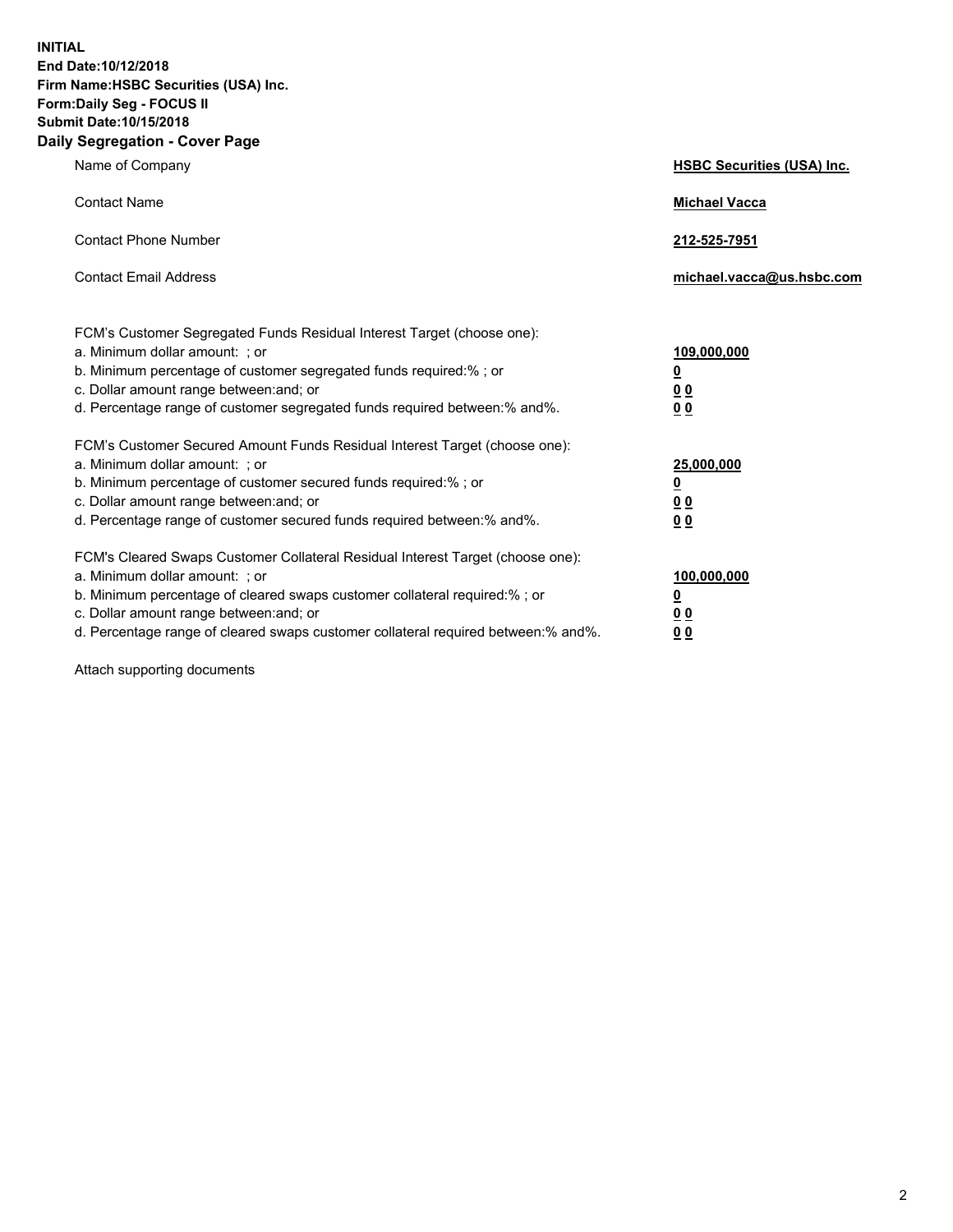**INITIAL**
**End Date:10/12/2018**
**Firm Name:HSBC Securities (USA) Inc.**
**Form:Daily Seg - FOCUS II**
**Submit Date:10/15/2018**

## Daily Segregation - Cover Page

| | |
|---|---|
| Name of Company | **HSBC Securities (USA) Inc.** |
| Contact Name | **Michael Vacca** |
| Contact Phone Number | **212-525-7951** |
| Contact Email Address | **michael.vacca@us.hsbc.com** |

FCM's Customer Segregated Funds Residual Interest Target (choose one):

| | |
|---|---|
| a. Minimum dollar amount: ; or | **109,000,000** |
| b. Minimum percentage of customer segregated funds required:% ; or | **0** |
| c. Dollar amount range between:and; or | **0 0** |
| d. Percentage range of customer segregated funds required between:% and%. | **0 0** |

FCM's Customer Secured Amount Funds Residual Interest Target (choose one):

| | |
|---|---|
| a. Minimum dollar amount: ; or | **25,000,000** |
| b. Minimum percentage of customer secured funds required:% ; or | **0** |
| c. Dollar amount range between:and; or | **0 0** |
| d. Percentage range of customer secured funds required between:% and%. | **0 0** |

FCM's Cleared Swaps Customer Collateral Residual Interest Target (choose one):

| | |
|---|---|
| a. Minimum dollar amount: ; or | **100,000,000** |
| b. Minimum percentage of cleared swaps customer collateral required:% ; or | **0** |
| c. Dollar amount range between:and; or | **0 0** |
| d. Percentage range of cleared swaps customer collateral required between:% and%. | **0 0** |

Attach supporting documents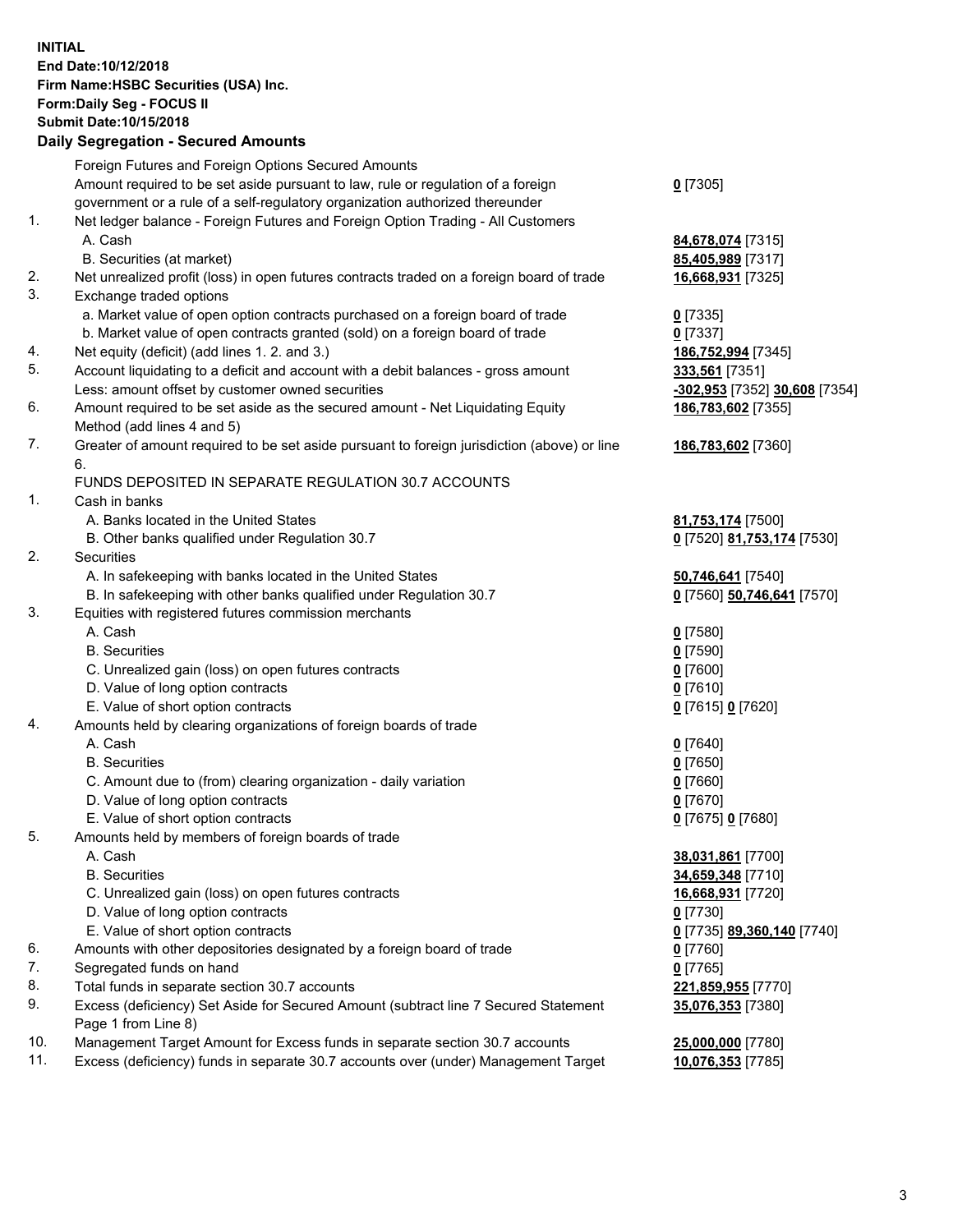**INITIAL**
**End Date:10/12/2018**
**Firm Name:HSBC Securities (USA) Inc.**
**Form:Daily Seg - FOCUS II**
**Submit Date:10/15/2018**
**Daily Segregation - Secured Amounts**

| | | |
|---|---|---|
| | Foreign Futures and Foreign Options Secured Amounts | |
| | Amount required to be set aside pursuant to law, rule or regulation of a foreign government or a rule of a self-regulatory organization authorized thereunder | **0** [7305] |
| 1. | Net ledger balance - Foreign Futures and Foreign Option Trading - All Customers | |
| | A. Cash | **84,678,074** [7315] |
| | B. Securities (at market) | **85,405,989** [7317] |
| 2. | Net unrealized profit (loss) in open futures contracts traded on a foreign board of trade | **16,668,931** [7325] |
| 3. | Exchange traded options | |
| | a. Market value of open option contracts purchased on a foreign board of trade | **0** [7335] |
| | b. Market value of open contracts granted (sold) on a foreign board of trade | **0** [7337] |
| 4. | Net equity (deficit) (add lines 1. 2. and 3.) | **186,752,994** [7345] |
| 5. | Account liquidating to a deficit and account with a debit balances - gross amount | **333,561** [7351] |
| | Less: amount offset by customer owned securities | **-302,953** [7352] **30,608** [7354] |
| 6. | Amount required to be set aside as the secured amount - Net Liquidating Equity Method (add lines 4 and 5) | **186,783,602** [7355] |
| 7. | Greater of amount required to be set aside pursuant to foreign jurisdiction (above) or line 6. | **186,783,602** [7360] |
| | FUNDS DEPOSITED IN SEPARATE REGULATION 30.7 ACCOUNTS | |
| 1. | Cash in banks | |
| | A. Banks located in the United States | **81,753,174** [7500] |
| | B. Other banks qualified under Regulation 30.7 | **0** [7520] **81,753,174** [7530] |
| 2. | Securities | |
| | A. In safekeeping with banks located in the United States | **50,746,641** [7540] |
| | B. In safekeeping with other banks qualified under Regulation 30.7 | **0** [7560] **50,746,641** [7570] |
| 3. | Equities with registered futures commission merchants | |
| | A. Cash | **0** [7580] |
| | B. Securities | **0** [7590] |
| | C. Unrealized gain (loss) on open futures contracts | **0** [7600] |
| | D. Value of long option contracts | **0** [7610] |
| | E. Value of short option contracts | **0** [7615] **0** [7620] |
| 4. | Amounts held by clearing organizations of foreign boards of trade | |
| | A. Cash | **0** [7640] |
| | B. Securities | **0** [7650] |
| | C. Amount due to (from) clearing organization - daily variation | **0** [7660] |
| | D. Value of long option contracts | **0** [7670] |
| | E. Value of short option contracts | **0** [7675] **0** [7680] |
| 5. | Amounts held by members of foreign boards of trade | |
| | A. Cash | **38,031,861** [7700] |
| | B. Securities | **34,659,348** [7710] |
| | C. Unrealized gain (loss) on open futures contracts | **16,668,931** [7720] |
| | D. Value of long option contracts | **0** [7730] |
| | E. Value of short option contracts | **0** [7735] **89,360,140** [7740] |
| 6. | Amounts with other depositories designated by a foreign board of trade | **0** [7760] |
| 7. | Segregated funds on hand | **0** [7765] |
| 8. | Total funds in separate section 30.7 accounts | **221,859,955** [7770] |
| 9. | Excess (deficiency) Set Aside for Secured Amount (subtract line 7 Secured Statement Page 1 from Line 8) | **35,076,353** [7380] |
| 10. | Management Target Amount for Excess funds in separate section 30.7 accounts | **25,000,000** [7780] |
| 11. | Excess (deficiency) funds in separate 30.7 accounts over (under) Management Target | **10,076,353** [7785] |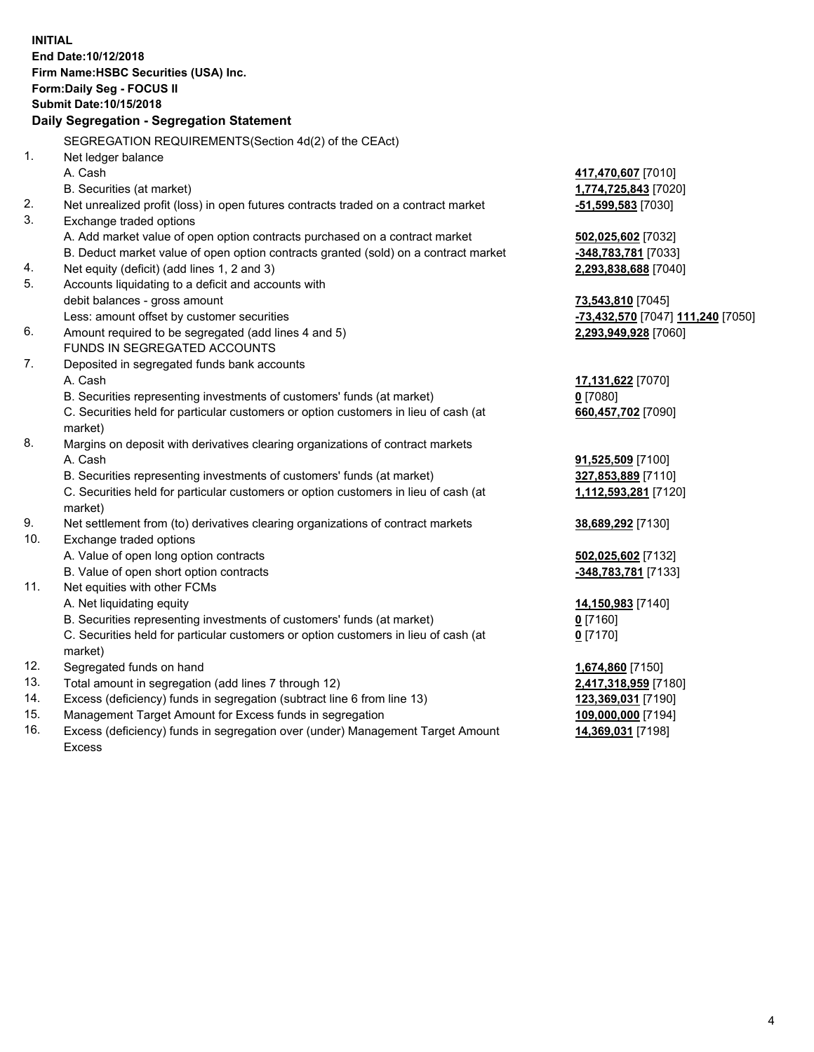**INITIAL**
**End Date:10/12/2018**
**Firm Name:HSBC Securities (USA) Inc.**
**Form:Daily Seg - FOCUS II**
**Submit Date:10/15/2018**

**Daily Segregation - Segregation Statement**

| | | |
|---|---|---|
| | SEGREGATION REQUIREMENTS(Section 4d(2) of the CEAct) | |
| 1. | Net ledger balance | |
| | A. Cash | **417,470,607** [7010] |
| | B. Securities (at market) | **1,774,725,843** [7020] |
| 2. | Net unrealized profit (loss) in open futures contracts traded on a contract market | **-51,599,583** [7030] |
| 3. | Exchange traded options | |
| | A. Add market value of open option contracts purchased on a contract market | **502,025,602** [7032] |
| | B. Deduct market value of open option contracts granted (sold) on a contract market | **-348,783,781** [7033] |
| 4. | Net equity (deficit) (add lines 1, 2 and 3) | **2,293,838,688** [7040] |
| 5. | Accounts liquidating to a deficit and accounts with debit balances - gross amount | **73,543,810** [7045] |
| | Less: amount offset by customer securities | **-73,432,570** [7047] **111,240** [7050] |
| 6. | Amount required to be segregated (add lines 4 and 5) | **2,293,949,928** [7060] |
| | FUNDS IN SEGREGATED ACCOUNTS | |
| 7. | Deposited in segregated funds bank accounts | |
| | A. Cash | **17,131,622** [7070] |
| | B. Securities representing investments of customers' funds (at market) | **0** [7080] |
| | C. Securities held for particular customers or option customers in lieu of cash (at market) | **660,457,702** [7090] |
| 8. | Margins on deposit with derivatives clearing organizations of contract markets | |
| | A. Cash | **91,525,509** [7100] |
| | B. Securities representing investments of customers' funds (at market) | **327,853,889** [7110] |
| | C. Securities held for particular customers or option customers in lieu of cash (at market) | **1,112,593,281** [7120] |
| 9. | Net settlement from (to) derivatives clearing organizations of contract markets | **38,689,292** [7130] |
| 10. | Exchange traded options | |
| | A. Value of open long option contracts | **502,025,602** [7132] |
| | B. Value of open short option contracts | **-348,783,781** [7133] |
| 11. | Net equities with other FCMs | |
| | A. Net liquidating equity | **14,150,983** [7140] |
| | B. Securities representing investments of customers' funds (at market) | **0** [7160] |
| | C. Securities held for particular customers or option customers in lieu of cash (at market) | **0** [7170] |
| 12. | Segregated funds on hand | **1,674,860** [7150] |
| 13. | Total amount in segregation (add lines 7 through 12) | **2,417,318,959** [7180] |
| 14. | Excess (deficiency) funds in segregation (subtract line 6 from line 13) | **123,369,031** [7190] |
| 15. | Management Target Amount for Excess funds in segregation | **109,000,000** [7194] |
| 16. | Excess (deficiency) funds in segregation over (under) Management Target Amount Excess | **14,369,031** [7198] |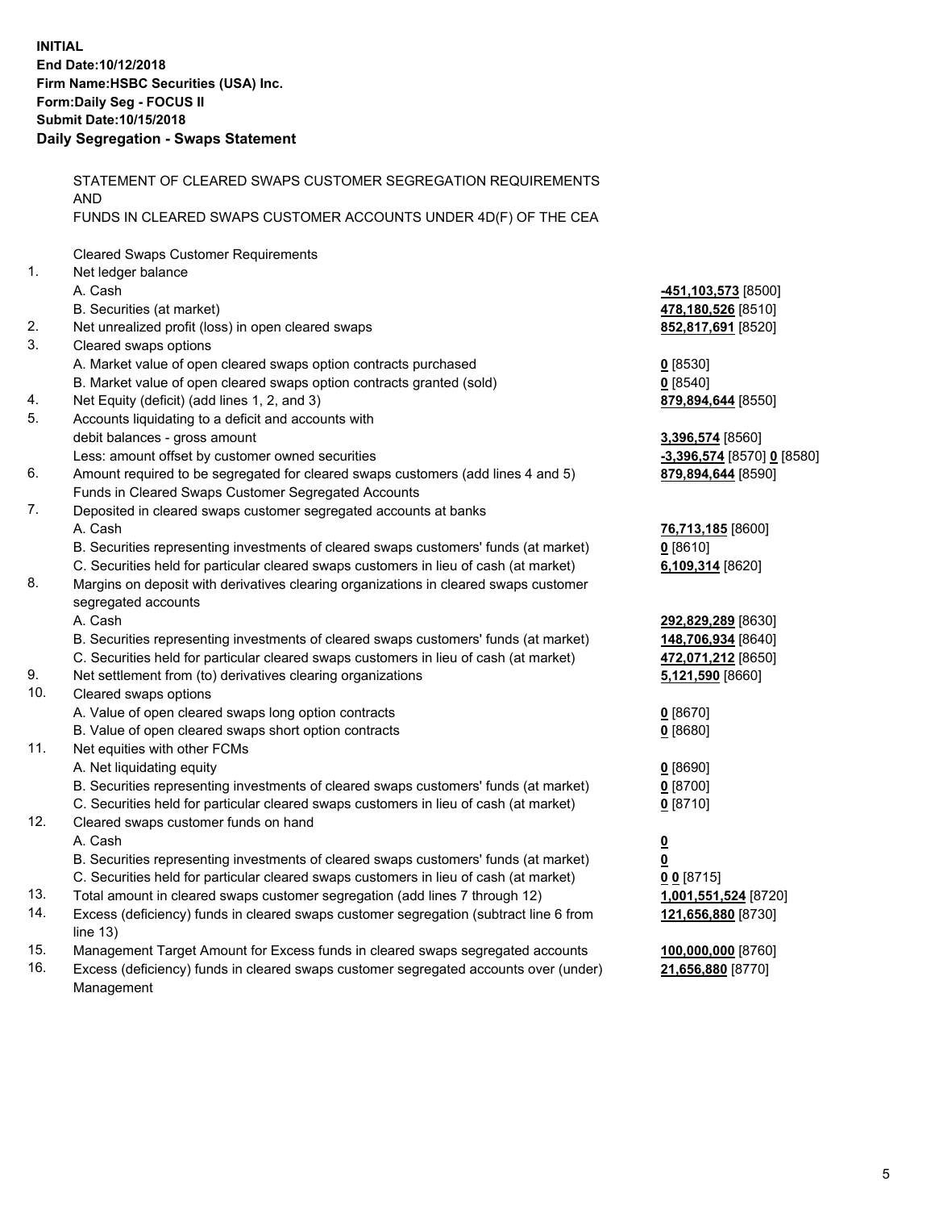**INITIAL**
**End Date:10/12/2018**
**Firm Name:HSBC Securities (USA) Inc.**
**Form:Daily Seg - FOCUS II**
**Submit Date:10/15/2018**
**Daily Segregation - Swaps Statement**

STATEMENT OF CLEARED SWAPS CUSTOMER SEGREGATION REQUIREMENTS
AND
FUNDS IN CLEARED SWAPS CUSTOMER ACCOUNTS UNDER 4D(F) OF THE CEA

| | | |
|---|---|---|
| | Cleared Swaps Customer Requirements | |
| 1. | Net ledger balance | |
| | A. Cash | **-451,103,573** [8500] |
| | B. Securities (at market) | **478,180,526** [8510] |
| 2. | Net unrealized profit (loss) in open cleared swaps | **852,817,691** [8520] |
| 3. | Cleared swaps options | |
| | A. Market value of open cleared swaps option contracts purchased | **0** [8530] |
| | B. Market value of open cleared swaps option contracts granted (sold) | **0** [8540] |
| 4. | Net Equity (deficit) (add lines 1, 2, and 3) | **879,894,644** [8550] |
| 5. | Accounts liquidating to a deficit and accounts with | |
| | debit balances - gross amount | **3,396,574** [8560] |
| | Less: amount offset by customer owned securities | **-3,396,574** [8570] **0** [8580] |
| 6. | Amount required to be segregated for cleared swaps customers (add lines 4 and 5) | **879,894,644** [8590] |
| | Funds in Cleared Swaps Customer Segregated Accounts | |
| 7. | Deposited in cleared swaps customer segregated accounts at banks | |
| | A. Cash | **76,713,185** [8600] |
| | B. Securities representing investments of cleared swaps customers' funds (at market) | **0** [8610] |
| | C. Securities held for particular cleared swaps customers in lieu of cash (at market) | **6,109,314** [8620] |
| 8. | Margins on deposit with derivatives clearing organizations in cleared swaps customer segregated accounts | |
| | A. Cash | **292,829,289** [8630] |
| | B. Securities representing investments of cleared swaps customers' funds (at market) | **148,706,934** [8640] |
| | C. Securities held for particular cleared swaps customers in lieu of cash (at market) | **472,071,212** [8650] |
| 9. | Net settlement from (to) derivatives clearing organizations | **5,121,590** [8660] |
| 10. | Cleared swaps options | |
| | A. Value of open cleared swaps long option contracts | **0** [8670] |
| | B. Value of open cleared swaps short option contracts | **0** [8680] |
| 11. | Net equities with other FCMs | |
| | A. Net liquidating equity | **0** [8690] |
| | B. Securities representing investments of cleared swaps customers' funds (at market) | **0** [8700] |
| | C. Securities held for particular cleared swaps customers in lieu of cash (at market) | **0** [8710] |
| 12. | Cleared swaps customer funds on hand | |
| | A. Cash | **0** |
| | B. Securities representing investments of cleared swaps customers' funds (at market) | **0** |
| | C. Securities held for particular cleared swaps customers in lieu of cash (at market) | **0** **0** [8715] |
| 13. | Total amount in cleared swaps customer segregation (add lines 7 through 12) | **1,001,551,524** [8720] |
| 14. | Excess (deficiency) funds in cleared swaps customer segregation (subtract line 6 from line 13) | **121,656,880** [8730] |
| 15. | Management Target Amount for Excess funds in cleared swaps segregated accounts | **100,000,000** [8760] |
| 16. | Excess (deficiency) funds in cleared swaps customer segregated accounts over (under) Management | **21,656,880** [8770] |